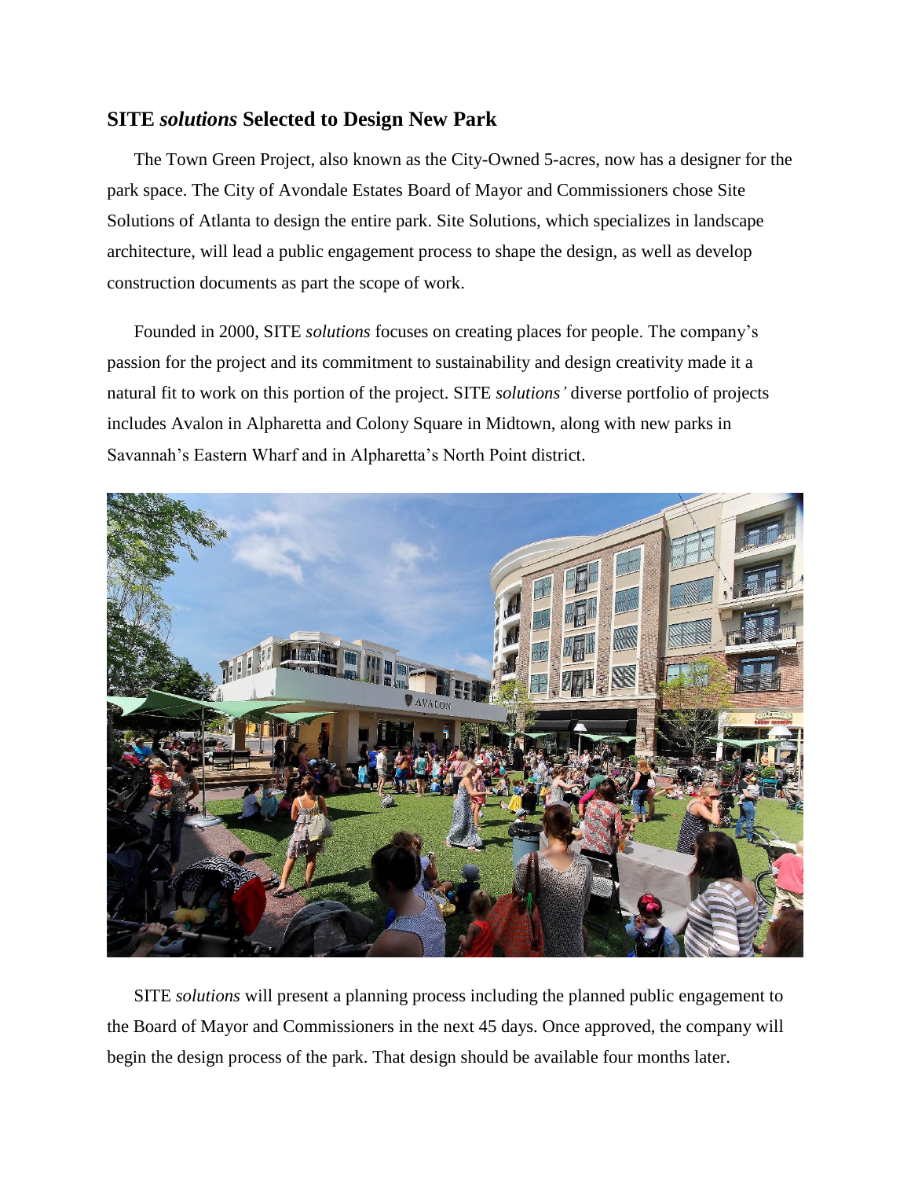## SITE *solutions* Selected to Design New Park

The Town Green Project, also known as the City-Owned 5-acres, now has a designer for the park space. The City of Avondale Estates Board of Mayor and Commissioners chose Site Solutions of Atlanta to design the entire park. Site Solutions, which specializes in landscape architecture, will lead a public engagement process to shape the design, as well as develop construction documents as part the scope of work.

Founded in 2000, SITE *solutions* focuses on creating places for people. The company's passion for the project and its commitment to sustainability and design creativity made it a natural fit to work on this portion of the project. SITE *solutions'* diverse portfolio of projects includes Avalon in Alpharetta and Colony Square in Midtown, along with new parks in Savannah's Eastern Wharf and in Alpharetta's North Point district.

SITE *solutions* will present a planning process including the planned public engagement to the Board of Mayor and Commissioners in the next 45 days. Once approved, the company will begin the design process of the park. That design should be available four months later.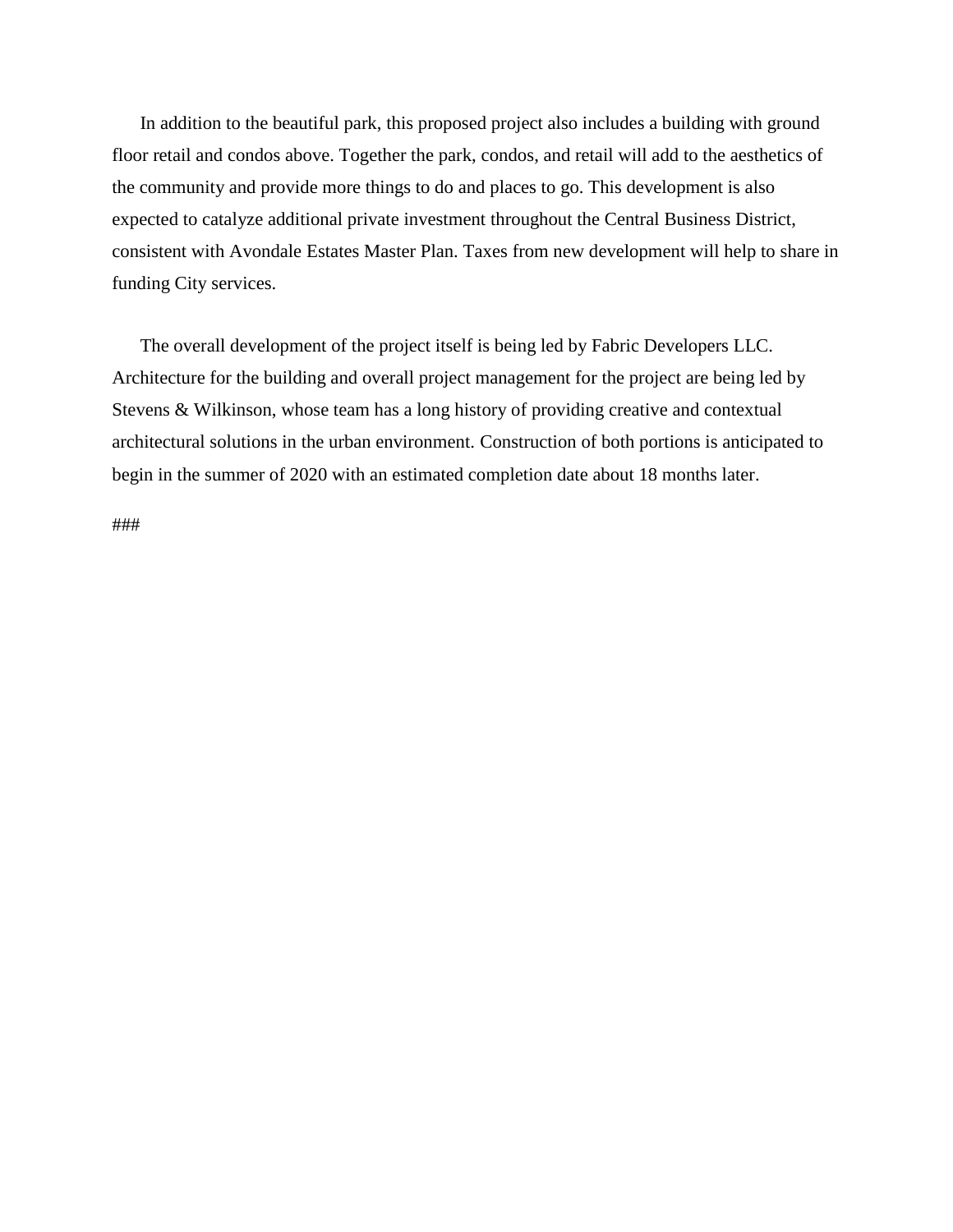In addition to the beautiful park, this proposed project also includes a building with ground floor retail and condos above. Together the park, condos, and retail will add to the aesthetics of the community and provide more things to do and places to go. This development is also expected to catalyze additional private investment throughout the Central Business District, consistent with Avondale Estates Master Plan. Taxes from new development will help to share in funding City services.

The overall development of the project itself is being led by Fabric Developers LLC. Architecture for the building and overall project management for the project are being led by Stevens & Wilkinson, whose team has a long history of providing creative and contextual architectural solutions in the urban environment. Construction of both portions is anticipated to begin in the summer of 2020 with an estimated completion date about 18 months later.

###